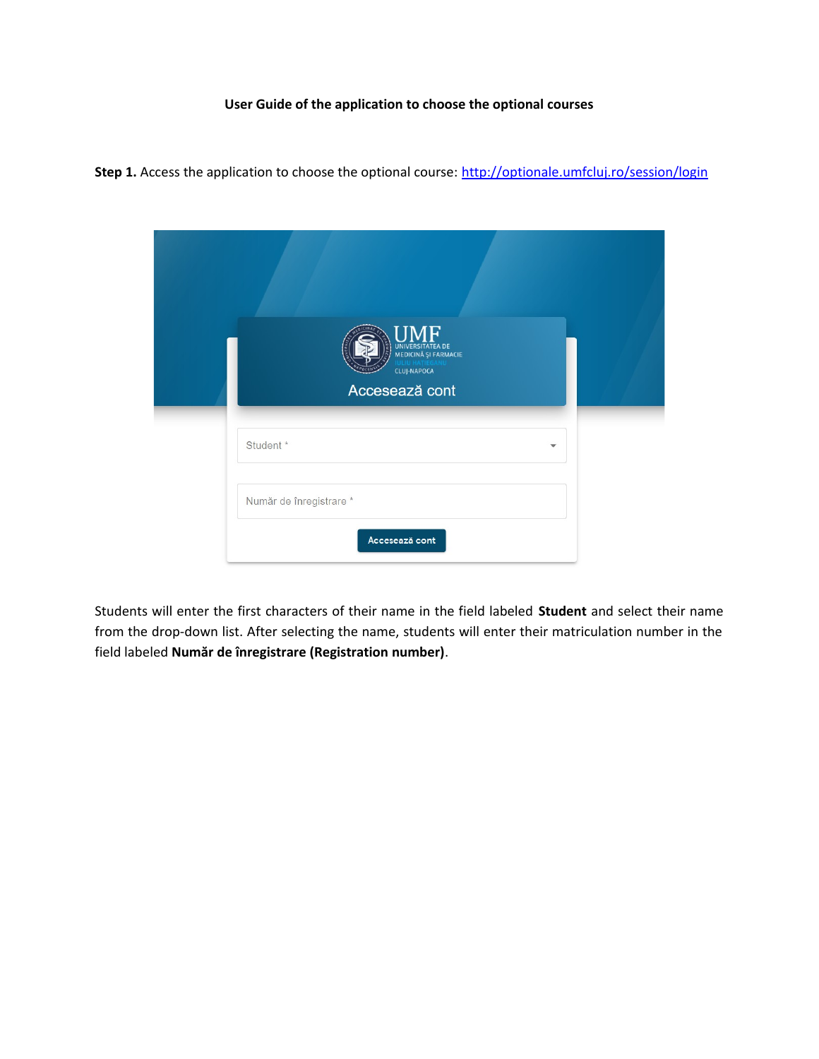**User Guide of the application to choose the optional courses**

**Step 1.** Access the application to choose the optional course: [http://optionale.umfcluj.ro/session/login](http://optionale.umfcluj.ro/session/login)

Students will enter the first characters of their name in the field labeled **Student** and select their name from the drop-down list. After selecting the name, students will enter their matriculation number in the field labeled **Număr de înregistrare (Registration number)**.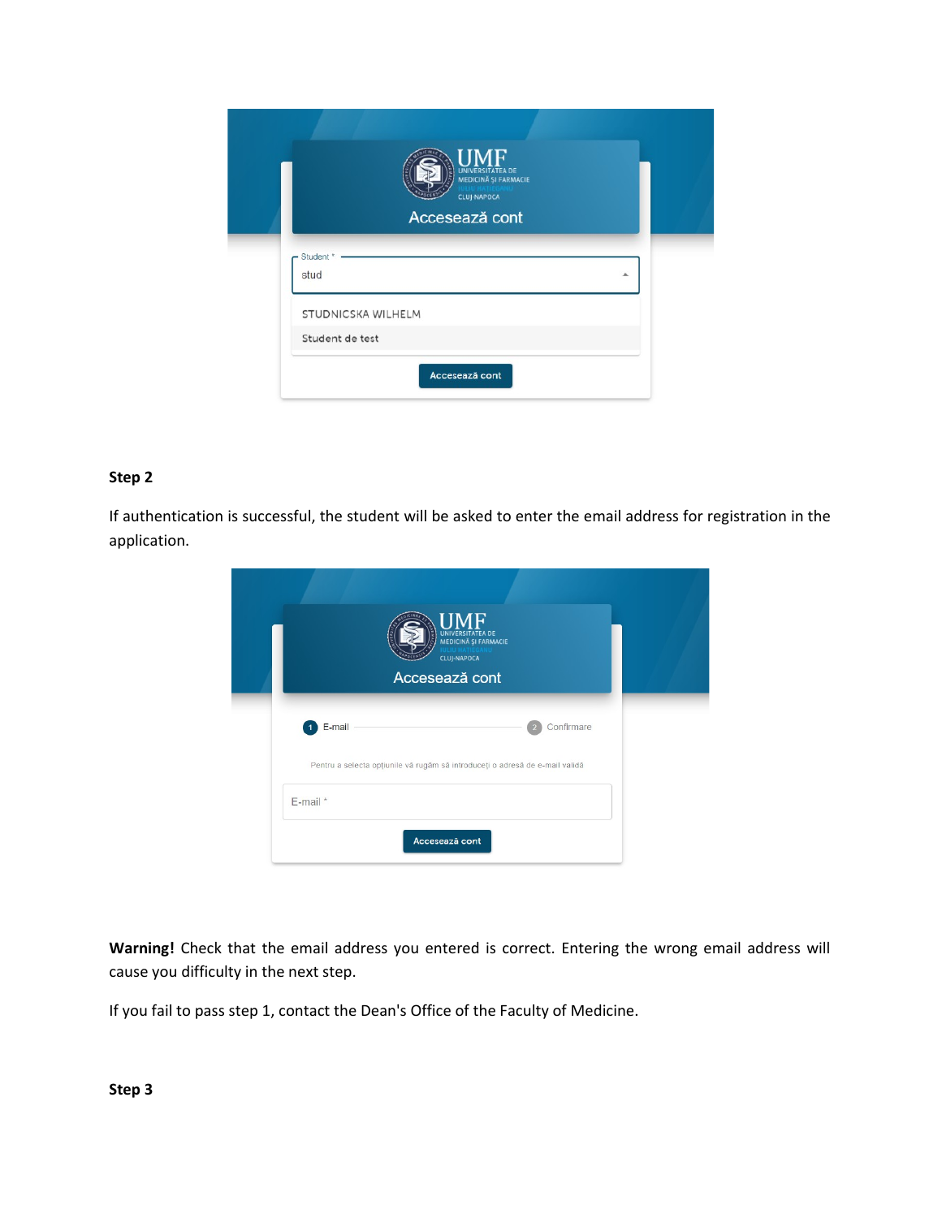**Step 2**

If authentication is successful, the student will be asked to enter the email address for registration in the application.

**Warning!** Check that the email address you entered is correct. Entering the wrong email address will cause you difficulty in the next step.

If you fail to pass step 1, contact the Dean's Office of the Faculty of Medicine.

**Step 3**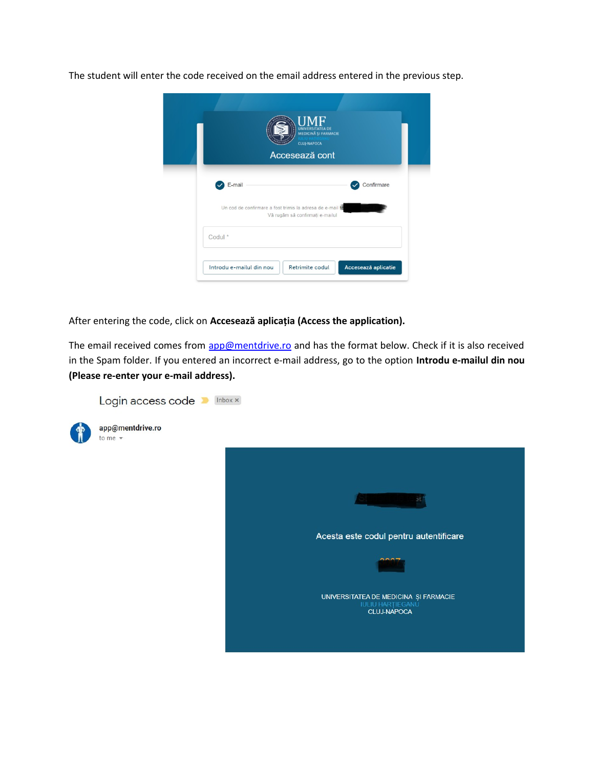The student will enter the code received on the email address entered in the previous step.

After entering the code, click on **Accesează aplicația (Access the application).**

The email received comes from [app@mentdrive.ro](mailto:app@mentdrive.ro) and has the format below. Check if it is also received in the Spam folder. If you entered an incorrect e-mail address, go to the option **Introdu e-mailul din nou (Please re-enter your e-mail address).**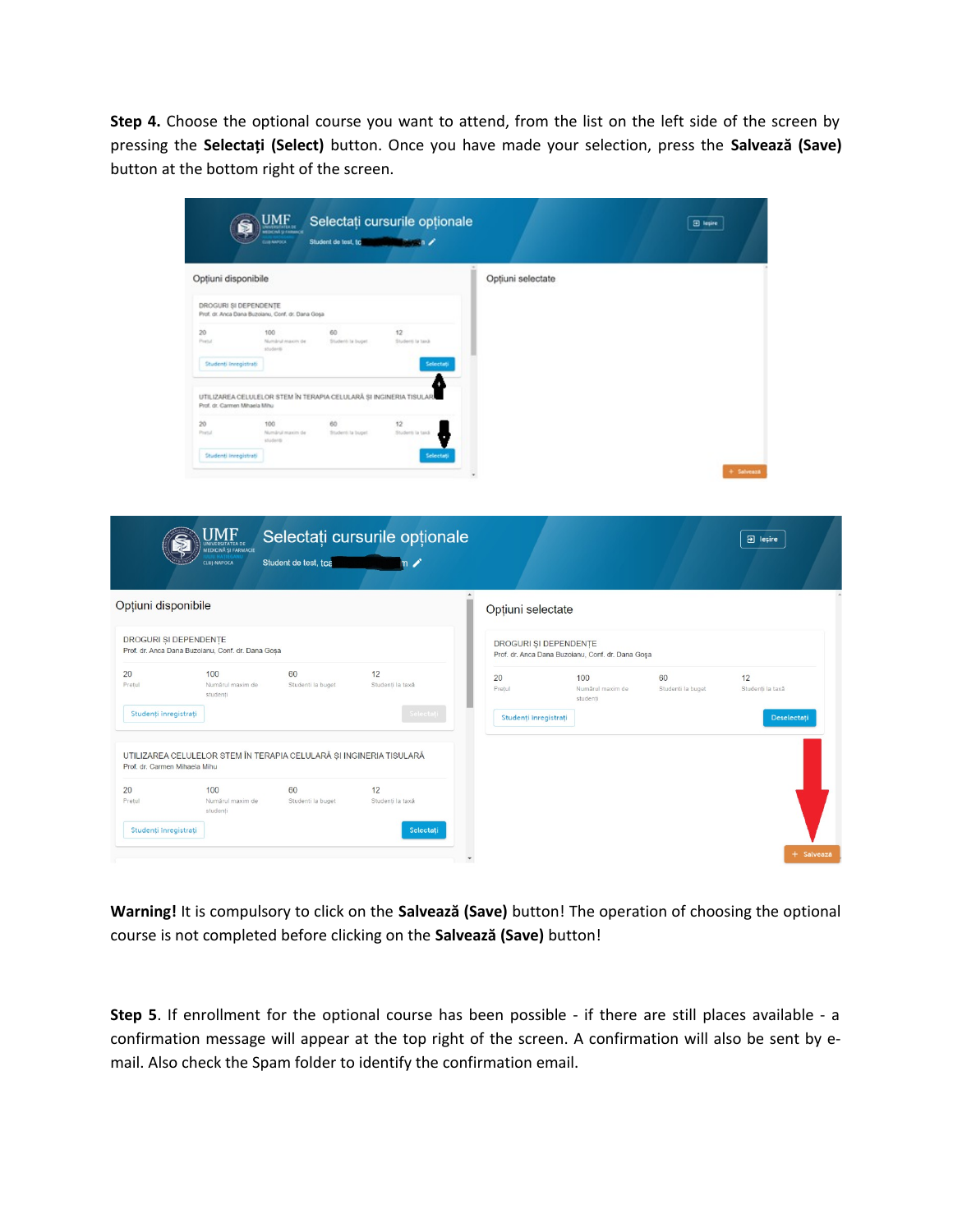**Step 4.** Choose the optional course you want to attend, from the list on the left side of the screen by pressing the **Selectați (Select)** button. Once you have made your selection, press the **Salvează (Save)** button at the bottom right of the screen.

**Warning!** It is compulsory to click on the **Salvează (Save)** button! The operation of choosing the optional course is not completed before clicking on the **Salvează (Save)** button!

**Step 5**. If enrollment for the optional course has been possible - if there are still places available - a confirmation message will appear at the top right of the screen. A confirmation will also be sent by e-mail. Also check the Spam folder to identify the confirmation email.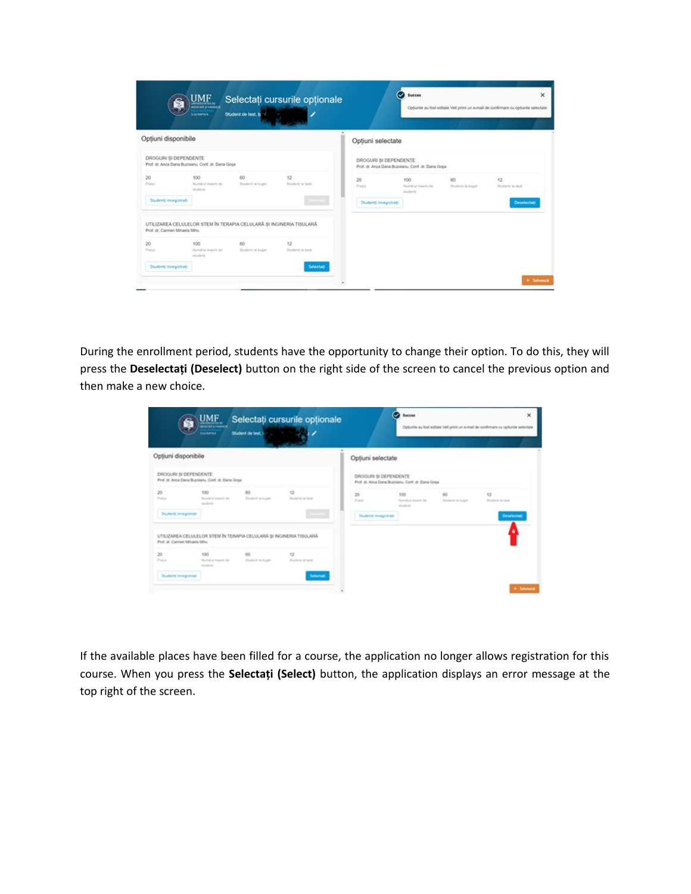During the enrollment period, students have the opportunity to change their option. To do this, they will press the **Deselectați (Deselect)** button on the right side of the screen to cancel the previous option and then make a new choice.

If the available places have been filled for a course, the application no longer allows registration for this course. When you press the **Selectați (Select)** button, the application displays an error message at the top right of the screen.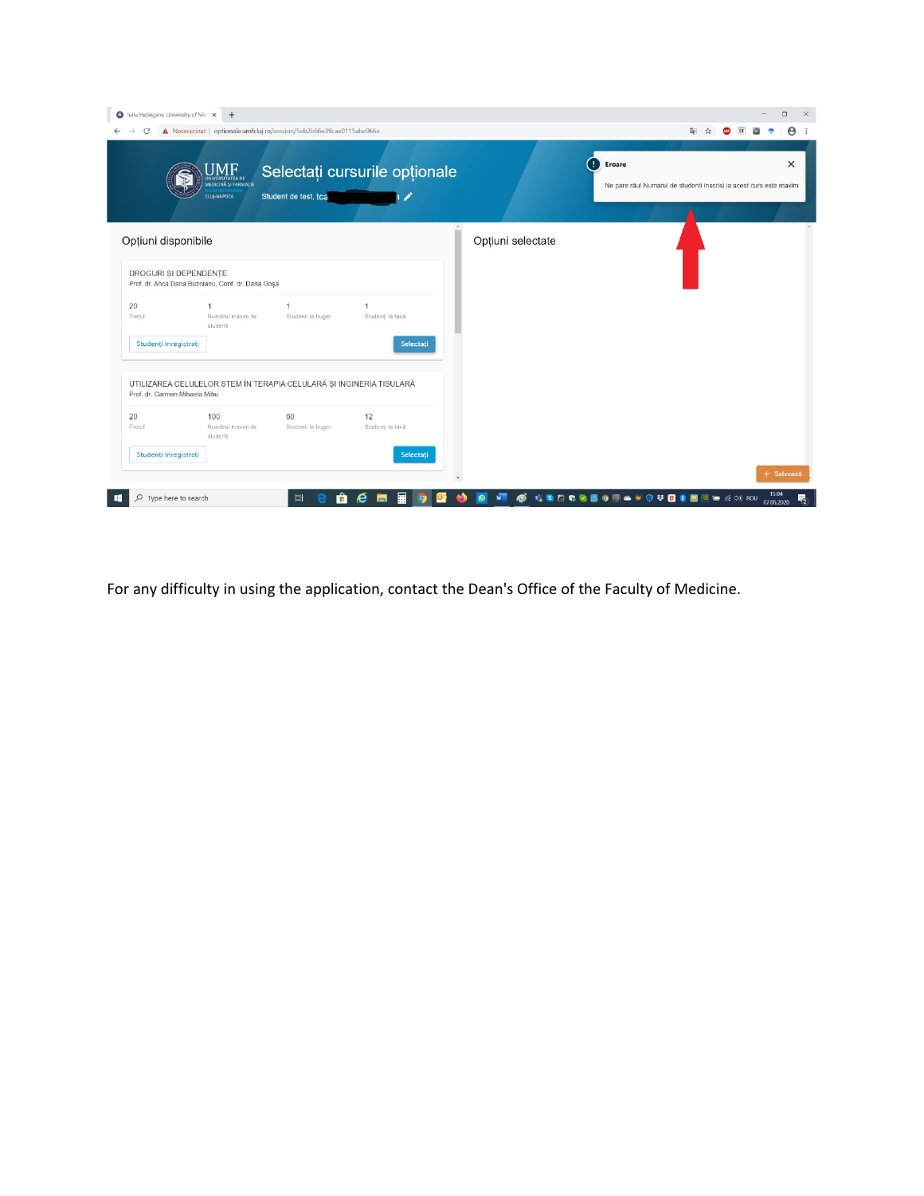For any difficulty in using the application, contact the Dean's Office of the Faculty of Medicine.